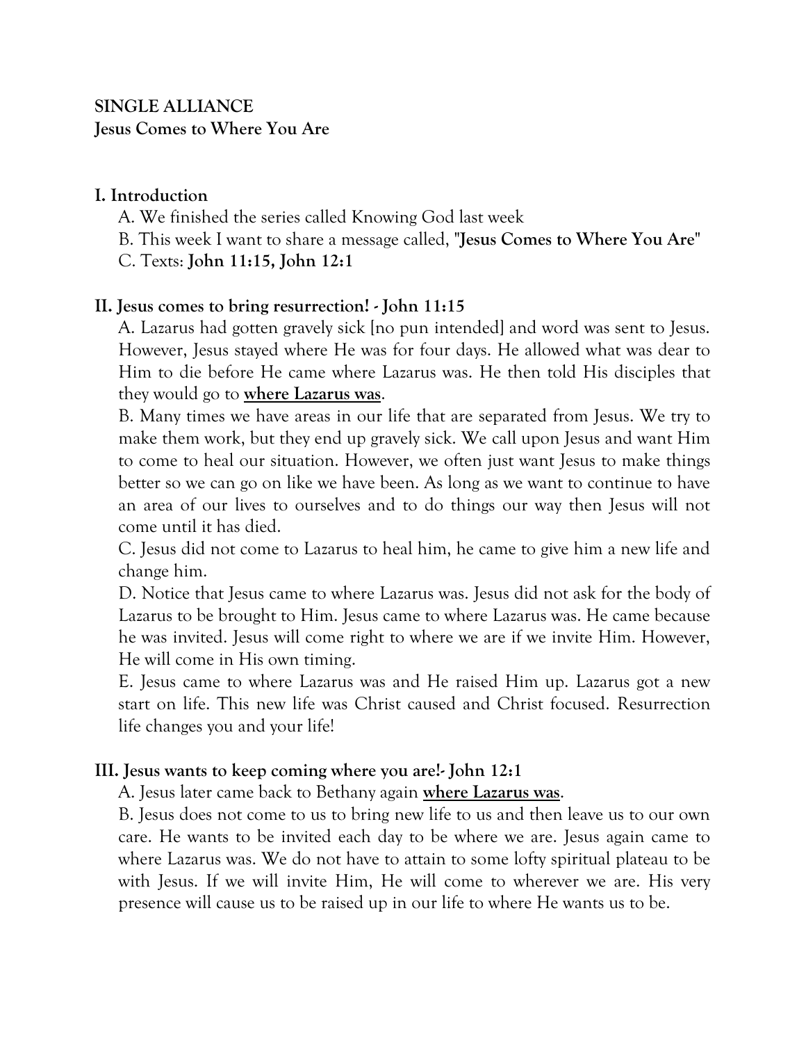**SINGLE ALLIANCE**
**Jesus Comes to Where You Are**

## I. Introduction

A. We finished the series called Knowing God last week

B. This week I want to share a message called, "**Jesus Comes to Where You Are**"

C. Texts: **John 11:15, John 12:1**

## II. Jesus comes to bring resurrection! - John 11:15

A. Lazarus had gotten gravely sick [no pun intended] and word was sent to Jesus. However, Jesus stayed where He was for four days. He allowed what was dear to Him to die before He came where Lazarus was. He then told His disciples that they would go to <u>**where Lazarus was**</u>.

B. Many times we have areas in our life that are separated from Jesus. We try to make them work, but they end up gravely sick. We call upon Jesus and want Him to come to heal our situation. However, we often just want Jesus to make things better so we can go on like we have been. As long as we want to continue to have an area of our lives to ourselves and to do things our way then Jesus will not come until it has died.

C. Jesus did not come to Lazarus to heal him, he came to give him a new life and change him.

D. Notice that Jesus came to where Lazarus was. Jesus did not ask for the body of Lazarus to be brought to Him. Jesus came to where Lazarus was. He came because he was invited. Jesus will come right to where we are if we invite Him. However, He will come in His own timing.

E. Jesus came to where Lazarus was and He raised Him up. Lazarus got a new start on life. This new life was Christ caused and Christ focused. Resurrection life changes you and your life!

## III. Jesus wants to keep coming where you are!- John 12:1

A. Jesus later came back to Bethany again <u>**where Lazarus was**</u>.

B. Jesus does not come to us to bring new life to us and then leave us to our own care. He wants to be invited each day to be where we are. Jesus again came to where Lazarus was. We do not have to attain to some lofty spiritual plateau to be with Jesus. If we will invite Him, He will come to wherever we are. His very presence will cause us to be raised up in our life to where He wants us to be.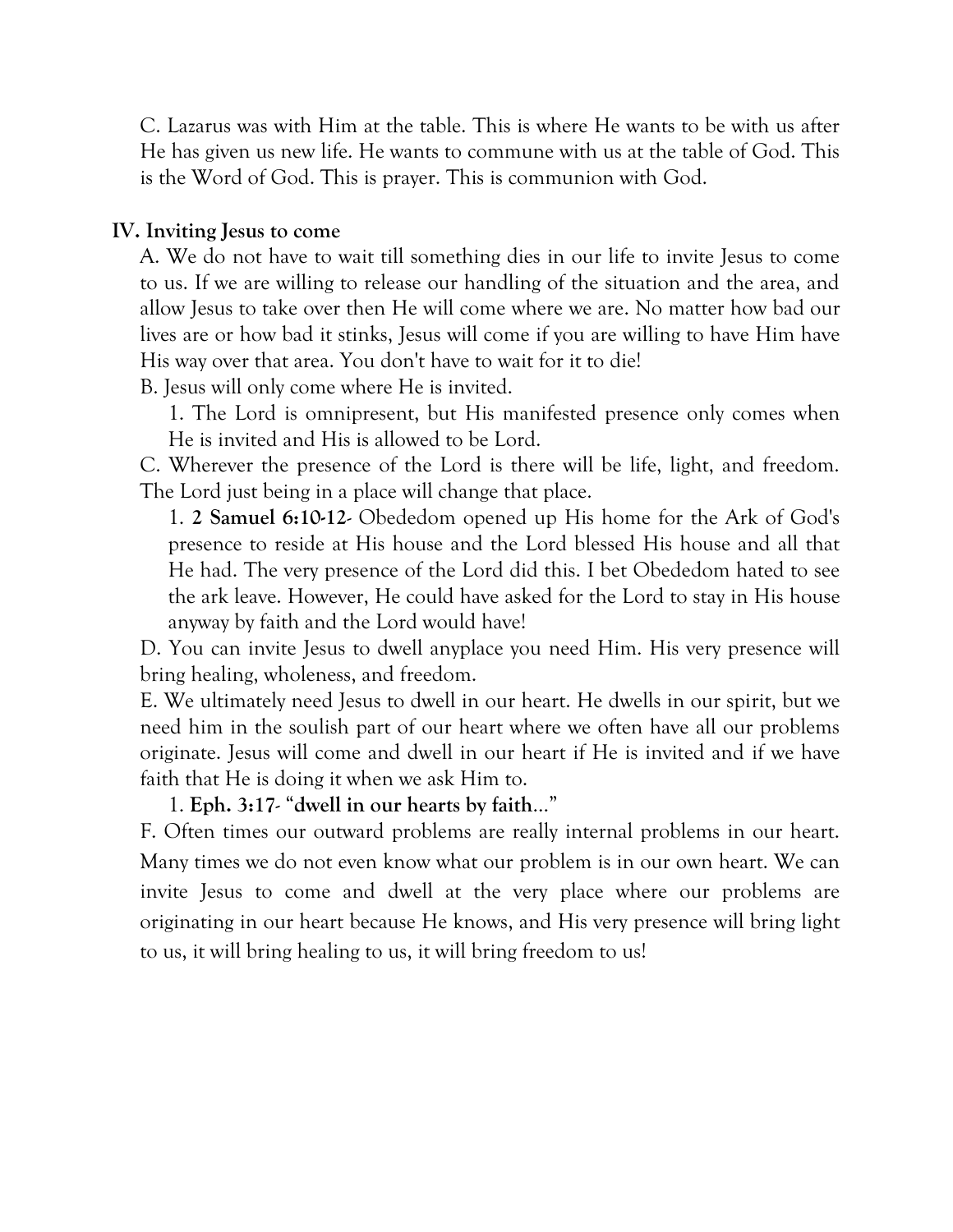C. Lazarus was with Him at the table. This is where He wants to be with us after He has given us new life. He wants to commune with us at the table of God. This is the Word of God. This is prayer. This is communion with God.

**IV. Inviting Jesus to come**

A. We do not have to wait till something dies in our life to invite Jesus to come to us. If we are willing to release our handling of the situation and the area, and allow Jesus to take over then He will come where we are. No matter how bad our lives are or how bad it stinks, Jesus will come if you are willing to have Him have His way over that area. You don't have to wait for it to die!

B. Jesus will only come where He is invited.

1. The Lord is omnipresent, but His manifested presence only comes when He is invited and His is allowed to be Lord.

C. Wherever the presence of the Lord is there will be life, light, and freedom. The Lord just being in a place will change that place.

1. **2 Samuel 6:10-12**- Obededom opened up His home for the Ark of God's presence to reside at His house and the Lord blessed His house and all that He had. The very presence of the Lord did this. I bet Obededom hated to see the ark leave. However, He could have asked for the Lord to stay in His house anyway by faith and the Lord would have!

D. You can invite Jesus to dwell anyplace you need Him. His very presence will bring healing, wholeness, and freedom.

E. We ultimately need Jesus to dwell in our heart. He dwells in our spirit, but we need him in the soulish part of our heart where we often have all our problems originate. Jesus will come and dwell in our heart if He is invited and if we have faith that He is doing it when we ask Him to.

1. **Eph. 3:17- "dwell in our hearts by faith**..."

F. Often times our outward problems are really internal problems in our heart. Many times we do not even know what our problem is in our own heart. We can invite Jesus to come and dwell at the very place where our problems are originating in our heart because He knows, and His very presence will bring light to us, it will bring healing to us, it will bring freedom to us!